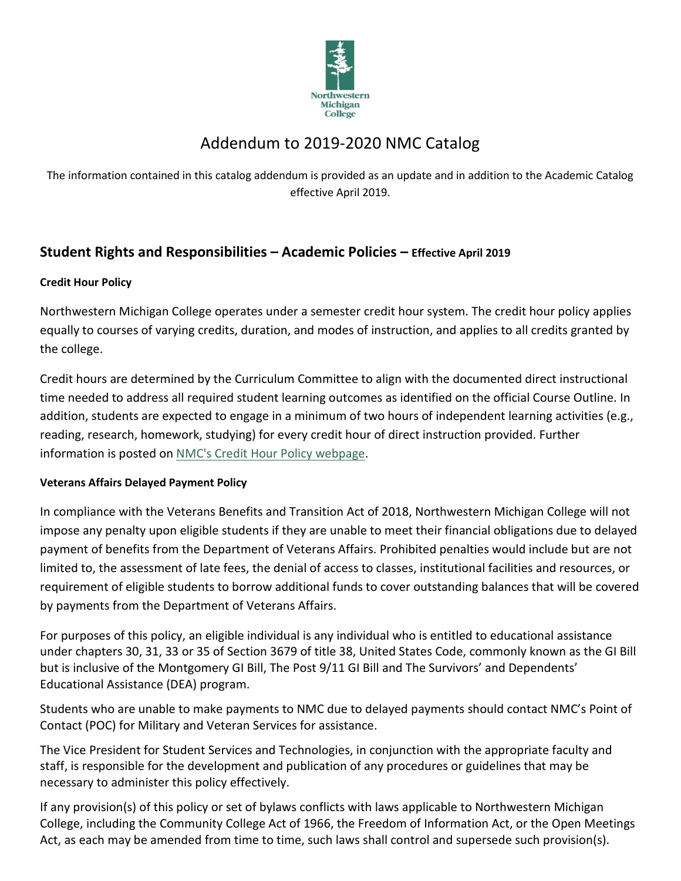# Addendum to 2019-2020 NMC Catalog

The information contained in this catalog addendum is provided as an update and in addition to the Academic Catalog effective April 2019.

## Student Rights and Responsibilities – Academic Policies – Effective April 2019

### Credit Hour Policy

Northwestern Michigan College operates under a semester credit hour system. The credit hour policy applies equally to courses of varying credits, duration, and modes of instruction, and applies to all credits granted by the college.

Credit hours are determined by the Curriculum Committee to align with the documented direct instructional time needed to address all required student learning outcomes as identified on the official Course Outline. In addition, students are expected to engage in a minimum of two hours of independent learning activities (e.g., reading, research, homework, studying) for every credit hour of direct instruction provided. Further information is posted on NMC's Credit Hour Policy webpage.

### Veterans Affairs Delayed Payment Policy

In compliance with the Veterans Benefits and Transition Act of 2018, Northwestern Michigan College will not impose any penalty upon eligible students if they are unable to meet their financial obligations due to delayed payment of benefits from the Department of Veterans Affairs. Prohibited penalties would include but are not limited to, the assessment of late fees, the denial of access to classes, institutional facilities and resources, or requirement of eligible students to borrow additional funds to cover outstanding balances that will be covered by payments from the Department of Veterans Affairs.

For purposes of this policy, an eligible individual is any individual who is entitled to educational assistance under chapters 30, 31, 33 or 35 of Section 3679 of title 38, United States Code, commonly known as the GI Bill but is inclusive of the Montgomery GI Bill, The Post 9/11 GI Bill and The Survivors' and Dependents' Educational Assistance (DEA) program.

Students who are unable to make payments to NMC due to delayed payments should contact NMC's Point of Contact (POC) for Military and Veteran Services for assistance.

The Vice President for Student Services and Technologies, in conjunction with the appropriate faculty and staff, is responsible for the development and publication of any procedures or guidelines that may be necessary to administer this policy effectively.

If any provision(s) of this policy or set of bylaws conflicts with laws applicable to Northwestern Michigan College, including the Community College Act of 1966, the Freedom of Information Act, or the Open Meetings Act, as each may be amended from time to time, such laws shall control and supersede such provision(s).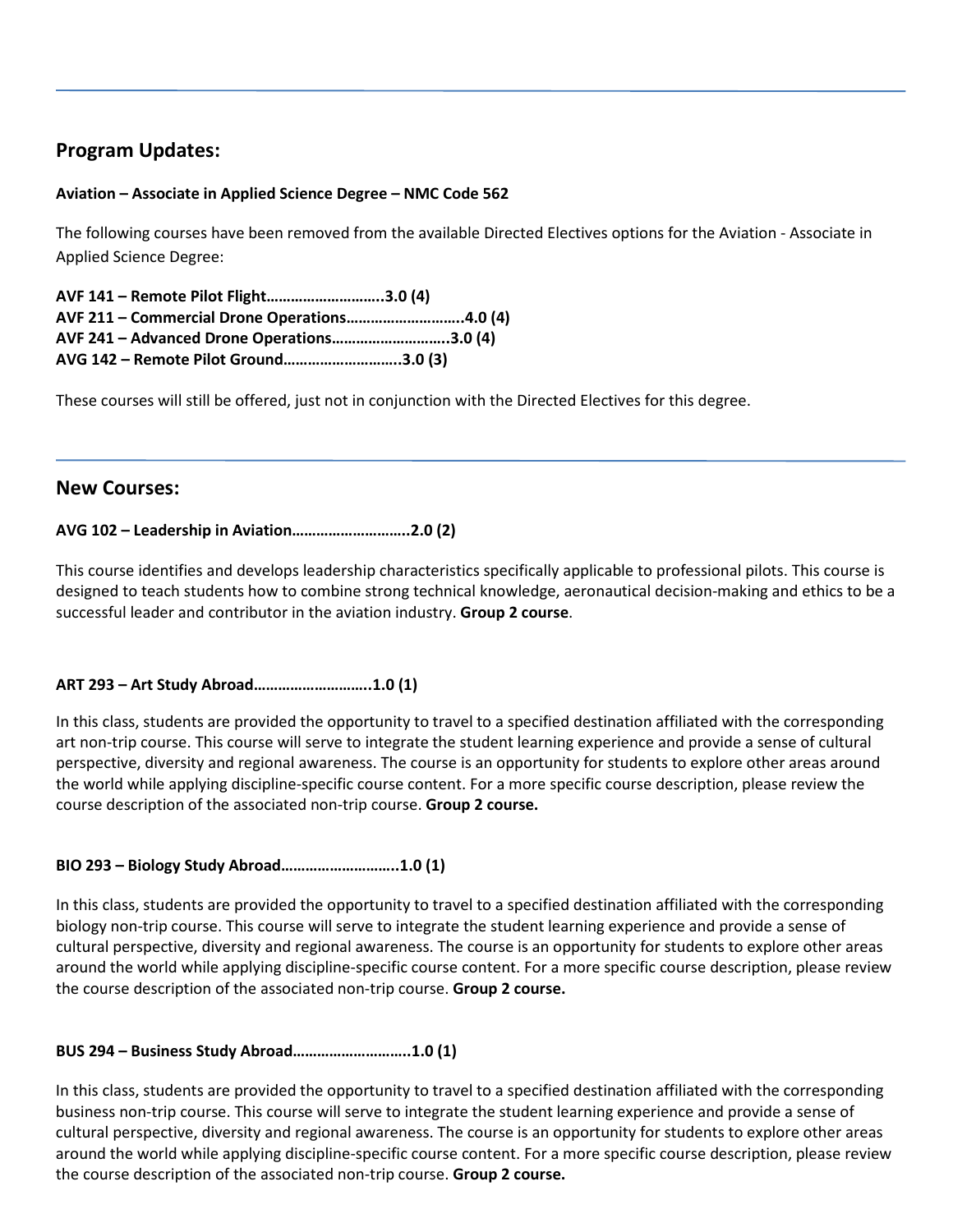## Program Updates:

**Aviation – Associate in Applied Science Degree – NMC Code 562**

The following courses have been removed from the available Directed Electives options for the Aviation - Associate in Applied Science Degree:

**AVF 141 – Remote Pilot Flight………………………..3.0 (4)**
**AVF 211 – Commercial Drone Operations………………………..4.0 (4)**
**AVF 241 – Advanced Drone Operations………………………..3.0 (4)**
**AVG 142 – Remote Pilot Ground………………………..3.0 (3)**

These courses will still be offered, just not in conjunction with the Directed Electives for this degree.

## New Courses:

**AVG 102 – Leadership in Aviation………………………..2.0 (2)**

This course identifies and develops leadership characteristics specifically applicable to professional pilots. This course is designed to teach students how to combine strong technical knowledge, aeronautical decision-making and ethics to be a successful leader and contributor in the aviation industry. **Group 2 course**.

**ART 293 – Art Study Abroad………………………..1.0 (1)**

In this class, students are provided the opportunity to travel to a specified destination affiliated with the corresponding art non-trip course. This course will serve to integrate the student learning experience and provide a sense of cultural perspective, diversity and regional awareness. The course is an opportunity for students to explore other areas around the world while applying discipline-specific course content. For a more specific course description, please review the course description of the associated non-trip course. **Group 2 course.**

**BIO 293 – Biology Study Abroad………………………..1.0 (1)**

In this class, students are provided the opportunity to travel to a specified destination affiliated with the corresponding biology non-trip course. This course will serve to integrate the student learning experience and provide a sense of cultural perspective, diversity and regional awareness. The course is an opportunity for students to explore other areas around the world while applying discipline-specific course content. For a more specific course description, please review the course description of the associated non-trip course. **Group 2 course.**

**BUS 294 – Business Study Abroad………………………..1.0 (1)**

In this class, students are provided the opportunity to travel to a specified destination affiliated with the corresponding business non-trip course. This course will serve to integrate the student learning experience and provide a sense of cultural perspective, diversity and regional awareness. The course is an opportunity for students to explore other areas around the world while applying discipline-specific course content. For a more specific course description, please review the course description of the associated non-trip course. **Group 2 course.**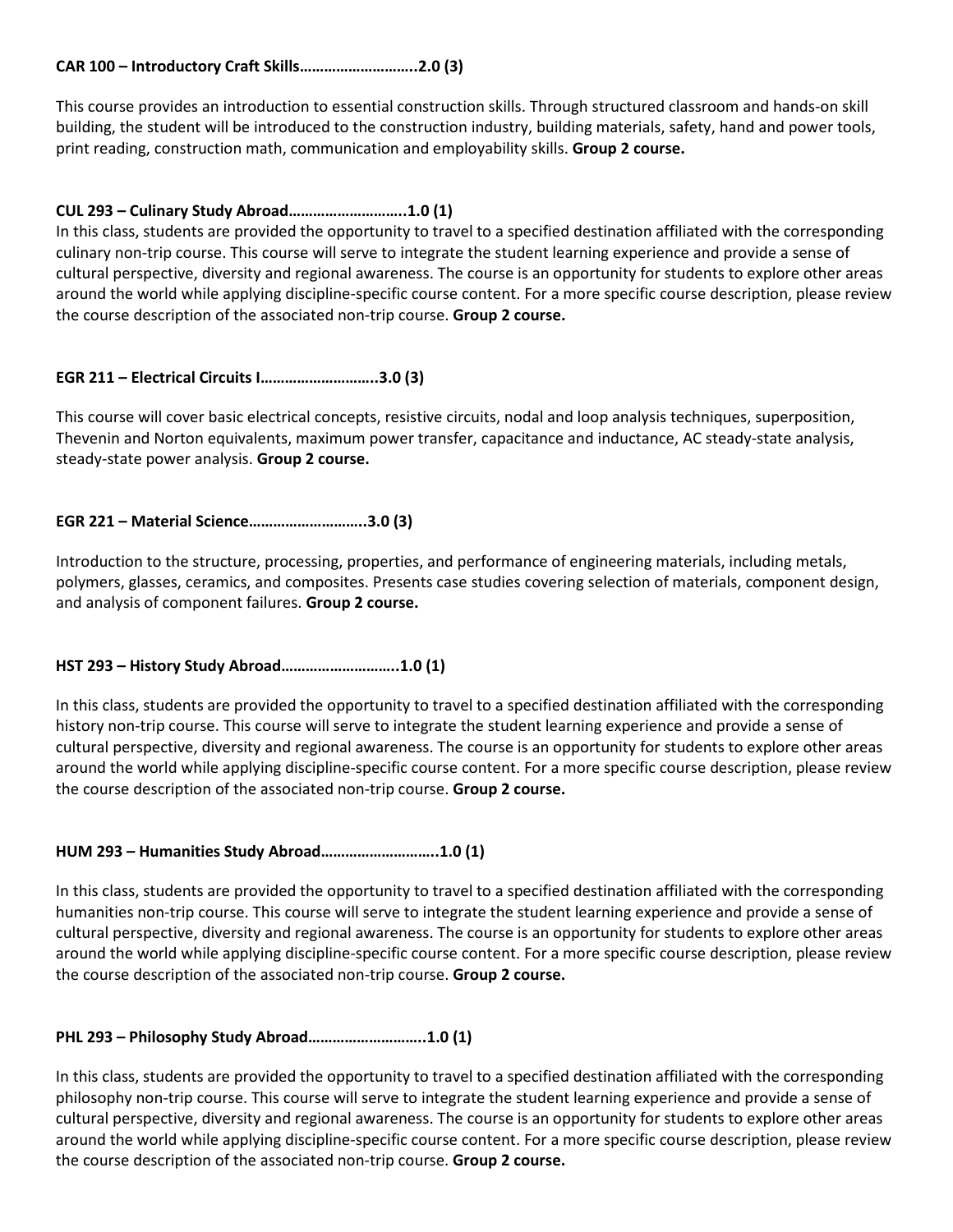**CAR 100 – Introductory Craft Skills………………………..2.0 (3)**

This course provides an introduction to essential construction skills. Through structured classroom and hands-on skill building, the student will be introduced to the construction industry, building materials, safety, hand and power tools, print reading, construction math, communication and employability skills. **Group 2 course.**

**CUL 293 – Culinary Study Abroad………………………..1.0 (1)**

In this class, students are provided the opportunity to travel to a specified destination affiliated with the corresponding culinary non-trip course. This course will serve to integrate the student learning experience and provide a sense of cultural perspective, diversity and regional awareness. The course is an opportunity for students to explore other areas around the world while applying discipline-specific course content. For a more specific course description, please review the course description of the associated non-trip course. **Group 2 course.**

**EGR 211 – Electrical Circuits I………………………..3.0 (3)**

This course will cover basic electrical concepts, resistive circuits, nodal and loop analysis techniques, superposition, Thevenin and Norton equivalents, maximum power transfer, capacitance and inductance, AC steady-state analysis, steady-state power analysis. **Group 2 course.**

**EGR 221 – Material Science………………………..3.0 (3)**

Introduction to the structure, processing, properties, and performance of engineering materials, including metals, polymers, glasses, ceramics, and composites. Presents case studies covering selection of materials, component design, and analysis of component failures. **Group 2 course.**

**HST 293 – History Study Abroad………………………..1.0 (1)**

In this class, students are provided the opportunity to travel to a specified destination affiliated with the corresponding history non-trip course. This course will serve to integrate the student learning experience and provide a sense of cultural perspective, diversity and regional awareness. The course is an opportunity for students to explore other areas around the world while applying discipline-specific course content. For a more specific course description, please review the course description of the associated non-trip course. **Group 2 course.**

**HUM 293 – Humanities Study Abroad………………………..1.0 (1)**

In this class, students are provided the opportunity to travel to a specified destination affiliated with the corresponding humanities non-trip course. This course will serve to integrate the student learning experience and provide a sense of cultural perspective, diversity and regional awareness. The course is an opportunity for students to explore other areas around the world while applying discipline-specific course content. For a more specific course description, please review the course description of the associated non-trip course. **Group 2 course.**

**PHL 293 – Philosophy Study Abroad………………………..1.0 (1)**

In this class, students are provided the opportunity to travel to a specified destination affiliated with the corresponding philosophy non-trip course. This course will serve to integrate the student learning experience and provide a sense of cultural perspective, diversity and regional awareness. The course is an opportunity for students to explore other areas around the world while applying discipline-specific course content. For a more specific course description, please review the course description of the associated non-trip course. **Group 2 course.**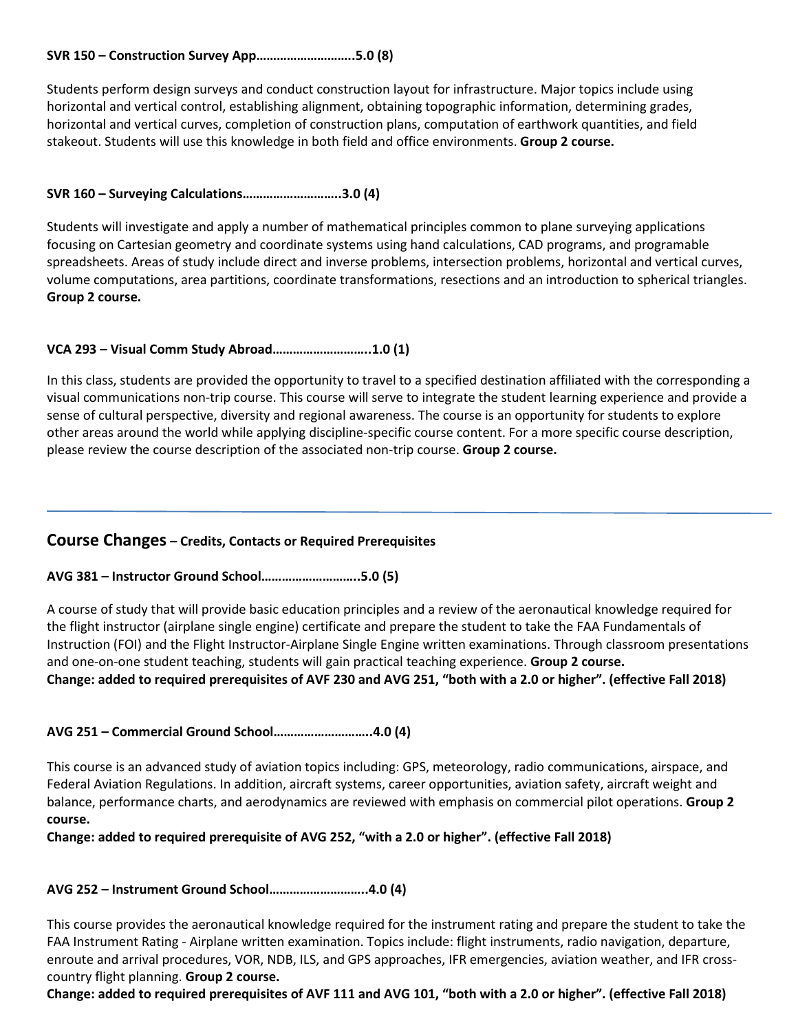**SVR 150 – Construction Survey App………………………..5.0 (8)**

Students perform design surveys and conduct construction layout for infrastructure. Major topics include using horizontal and vertical control, establishing alignment, obtaining topographic information, determining grades, horizontal and vertical curves, completion of construction plans, computation of earthwork quantities, and field stakeout. Students will use this knowledge in both field and office environments. **Group 2 course.**

**SVR 160 – Surveying Calculations………………………..3.0 (4)**

Students will investigate and apply a number of mathematical principles common to plane surveying applications focusing on Cartesian geometry and coordinate systems using hand calculations, CAD programs, and programable spreadsheets. Areas of study include direct and inverse problems, intersection problems, horizontal and vertical curves, volume computations, area partitions, coordinate transformations, resections and an introduction to spherical triangles. **Group 2 course.**

**VCA 293 – Visual Comm Study Abroad………………………..1.0 (1)**

In this class, students are provided the opportunity to travel to a specified destination affiliated with the corresponding a visual communications non-trip course. This course will serve to integrate the student learning experience and provide a sense of cultural perspective, diversity and regional awareness. The course is an opportunity for students to explore other areas around the world while applying discipline-specific course content. For a more specific course description, please review the course description of the associated non-trip course. **Group 2 course.**

---

## Course Changes – Credits, Contacts or Required Prerequisites

**AVG 381 – Instructor Ground School………………………..5.0 (5)**

A course of study that will provide basic education principles and a review of the aeronautical knowledge required for the flight instructor (airplane single engine) certificate and prepare the student to take the FAA Fundamentals of Instruction (FOI) and the Flight Instructor-Airplane Single Engine written examinations. Through classroom presentations and one-on-one student teaching, students will gain practical teaching experience. **Group 2 course.**
**Change: added to required prerequisites of AVF 230 and AVG 251, "both with a 2.0 or higher". (effective Fall 2018)**

**AVG 251 – Commercial Ground School………………………..4.0 (4)**

This course is an advanced study of aviation topics including: GPS, meteorology, radio communications, airspace, and Federal Aviation Regulations. In addition, aircraft systems, career opportunities, aviation safety, aircraft weight and balance, performance charts, and aerodynamics are reviewed with emphasis on commercial pilot operations. **Group 2 course.**
**Change: added to required prerequisite of AVG 252, "with a 2.0 or higher". (effective Fall 2018)**

**AVG 252 – Instrument Ground School………………………..4.0 (4)**

This course provides the aeronautical knowledge required for the instrument rating and prepare the student to take the FAA Instrument Rating - Airplane written examination. Topics include: flight instruments, radio navigation, departure, enroute and arrival procedures, VOR, NDB, ILS, and GPS approaches, IFR emergencies, aviation weather, and IFR cross-country flight planning. **Group 2 course.**
**Change: added to required prerequisites of AVF 111 and AVG 101, "both with a 2.0 or higher". (effective Fall 2018)**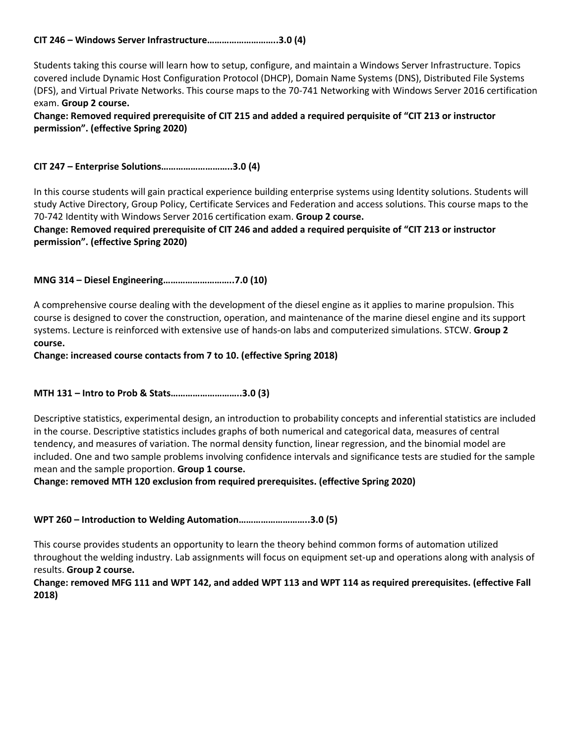**CIT 246 – Windows Server Infrastructure………………………..3.0 (4)**

Students taking this course will learn how to setup, configure, and maintain a Windows Server Infrastructure. Topics covered include Dynamic Host Configuration Protocol (DHCP), Domain Name Systems (DNS), Distributed File Systems (DFS), and Virtual Private Networks. This course maps to the 70-741 Networking with Windows Server 2016 certification exam. **Group 2 course.**

**Change: Removed required prerequisite of CIT 215 and added a required perquisite of "CIT 213 or instructor permission". (effective Spring 2020)**

**CIT 247 – Enterprise Solutions………………………..3.0 (4)**

In this course students will gain practical experience building enterprise systems using Identity solutions. Students will study Active Directory, Group Policy, Certificate Services and Federation and access solutions. This course maps to the 70-742 Identity with Windows Server 2016 certification exam. **Group 2 course.**

**Change: Removed required prerequisite of CIT 246 and added a required perquisite of "CIT 213 or instructor permission". (effective Spring 2020)**

**MNG 314 – Diesel Engineering………………………..7.0 (10)**

A comprehensive course dealing with the development of the diesel engine as it applies to marine propulsion. This course is designed to cover the construction, operation, and maintenance of the marine diesel engine and its support systems. Lecture is reinforced with extensive use of hands-on labs and computerized simulations. STCW. **Group 2 course.**

**Change: increased course contacts from 7 to 10. (effective Spring 2018)**

**MTH 131 – Intro to Prob & Stats………………………..3.0 (3)**

Descriptive statistics, experimental design, an introduction to probability concepts and inferential statistics are included in the course. Descriptive statistics includes graphs of both numerical and categorical data, measures of central tendency, and measures of variation. The normal density function, linear regression, and the binomial model are included. One and two sample problems involving confidence intervals and significance tests are studied for the sample mean and the sample proportion. **Group 1 course.**

**Change: removed MTH 120 exclusion from required prerequisites. (effective Spring 2020)**

**WPT 260 – Introduction to Welding Automation………………………..3.0 (5)**

This course provides students an opportunity to learn the theory behind common forms of automation utilized throughout the welding industry. Lab assignments will focus on equipment set-up and operations along with analysis of results. **Group 2 course.**

**Change: removed MFG 111 and WPT 142, and added WPT 113 and WPT 114 as required prerequisites. (effective Fall 2018)**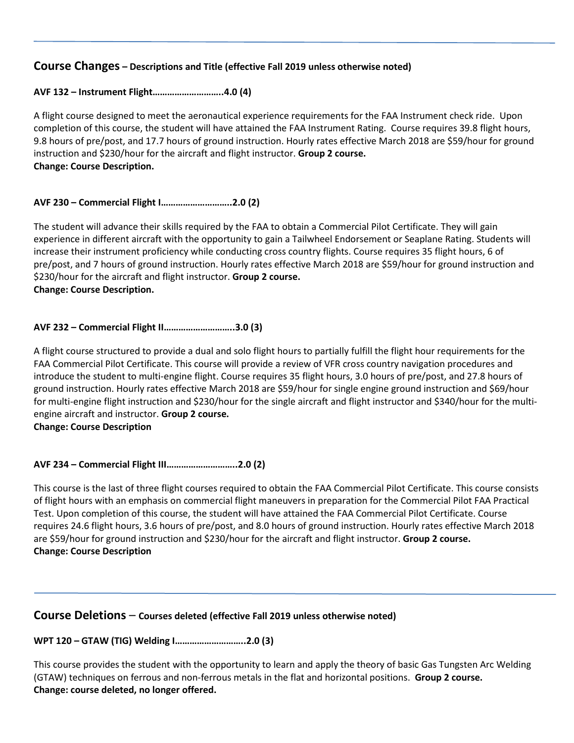## Course Changes – Descriptions and Title (effective Fall 2019 unless otherwise noted)

**AVF 132 – Instrument Flight………………………..4.0 (4)**

A flight course designed to meet the aeronautical experience requirements for the FAA Instrument check ride. Upon completion of this course, the student will have attained the FAA Instrument Rating. Course requires 39.8 flight hours, 9.8 hours of pre/post, and 17.7 hours of ground instruction. Hourly rates effective March 2018 are $59/hour for ground instruction and $230/hour for the aircraft and flight instructor. **Group 2 course.**
**Change: Course Description.**

**AVF 230 – Commercial Flight I………………………..2.0 (2)**

The student will advance their skills required by the FAA to obtain a Commercial Pilot Certificate. They will gain experience in different aircraft with the opportunity to gain a Tailwheel Endorsement or Seaplane Rating. Students will increase their instrument proficiency while conducting cross country flights. Course requires 35 flight hours, 6 of pre/post, and 7 hours of ground instruction. Hourly rates effective March 2018 are $59/hour for ground instruction and $230/hour for the aircraft and flight instructor. **Group 2 course.**
**Change: Course Description.**

**AVF 232 – Commercial Flight II………………………..3.0 (3)**

A flight course structured to provide a dual and solo flight hours to partially fulfill the flight hour requirements for the FAA Commercial Pilot Certificate. This course will provide a review of VFR cross country navigation procedures and introduce the student to multi-engine flight. Course requires 35 flight hours, 3.0 hours of pre/post, and 27.8 hours of ground instruction. Hourly rates effective March 2018 are $59/hour for single engine ground instruction and $69/hour for multi-engine flight instruction and $230/hour for the single aircraft and flight instructor and $340/hour for the multi-engine aircraft and instructor. **Group 2 course.**
**Change: Course Description**

**AVF 234 – Commercial Flight III………………………..2.0 (2)**

This course is the last of three flight courses required to obtain the FAA Commercial Pilot Certificate. This course consists of flight hours with an emphasis on commercial flight maneuvers in preparation for the Commercial Pilot FAA Practical Test. Upon completion of this course, the student will have attained the FAA Commercial Pilot Certificate. Course requires 24.6 flight hours, 3.6 hours of pre/post, and 8.0 hours of ground instruction. Hourly rates effective March 2018 are $59/hour for ground instruction and $230/hour for the aircraft and flight instructor. **Group 2 course.**
**Change: Course Description**

## Course Deletions – Courses deleted (effective Fall 2019 unless otherwise noted)

**WPT 120 – GTAW (TIG) Welding I………………………..2.0 (3)**

This course provides the student with the opportunity to learn and apply the theory of basic Gas Tungsten Arc Welding (GTAW) techniques on ferrous and non-ferrous metals in the flat and horizontal positions. **Group 2 course.**
**Change: course deleted, no longer offered.**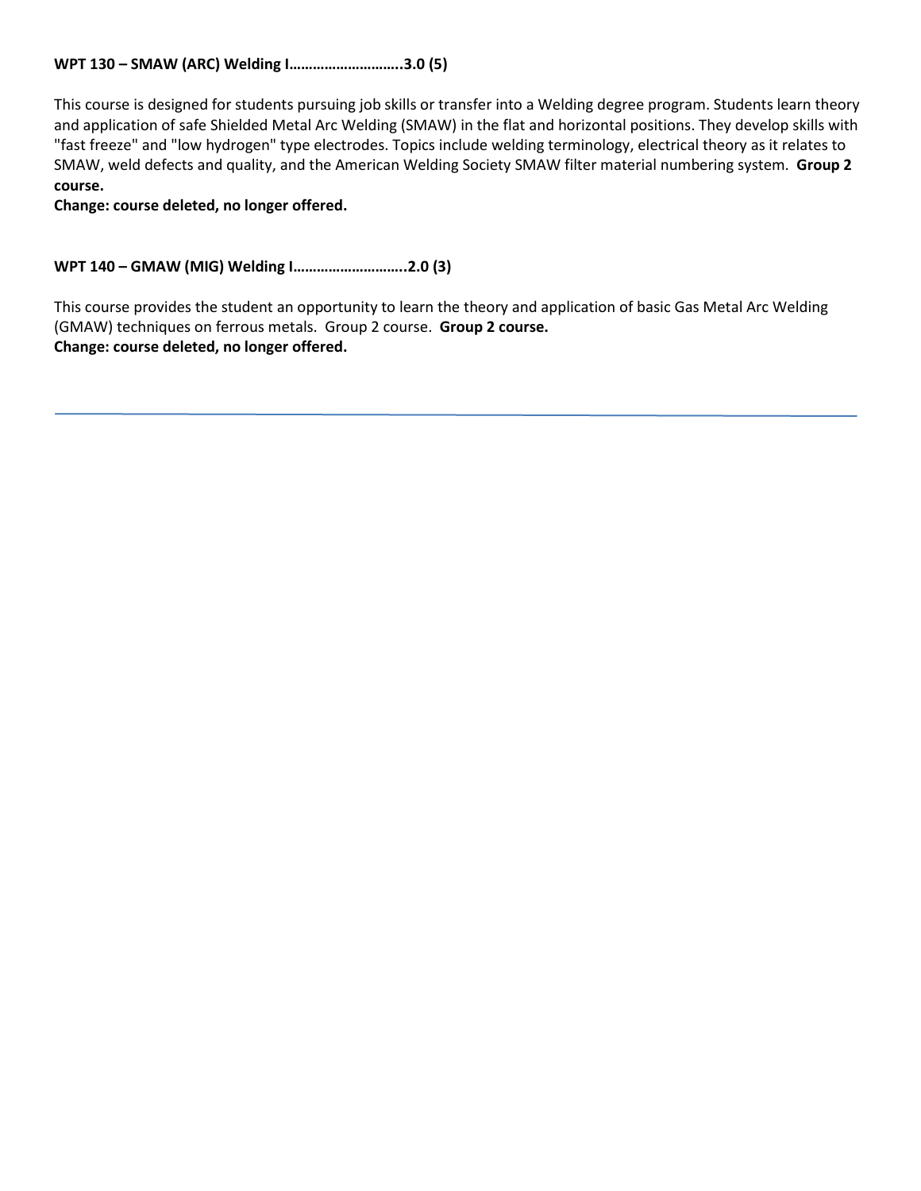**WPT 130 – SMAW (ARC) Welding I………………………..3.0 (5)**

This course is designed for students pursuing job skills or transfer into a Welding degree program. Students learn theory and application of safe Shielded Metal Arc Welding (SMAW) in the flat and horizontal positions. They develop skills with "fast freeze" and "low hydrogen" type electrodes. Topics include welding terminology, electrical theory as it relates to SMAW, weld defects and quality, and the American Welding Society SMAW filter material numbering system. **Group 2 course.**

**Change: course deleted, no longer offered.**

**WPT 140 – GMAW (MIG) Welding I………………………..2.0 (3)**

This course provides the student an opportunity to learn the theory and application of basic Gas Metal Arc Welding (GMAW) techniques on ferrous metals. Group 2 course. **Group 2 course.**

**Change: course deleted, no longer offered.**

---